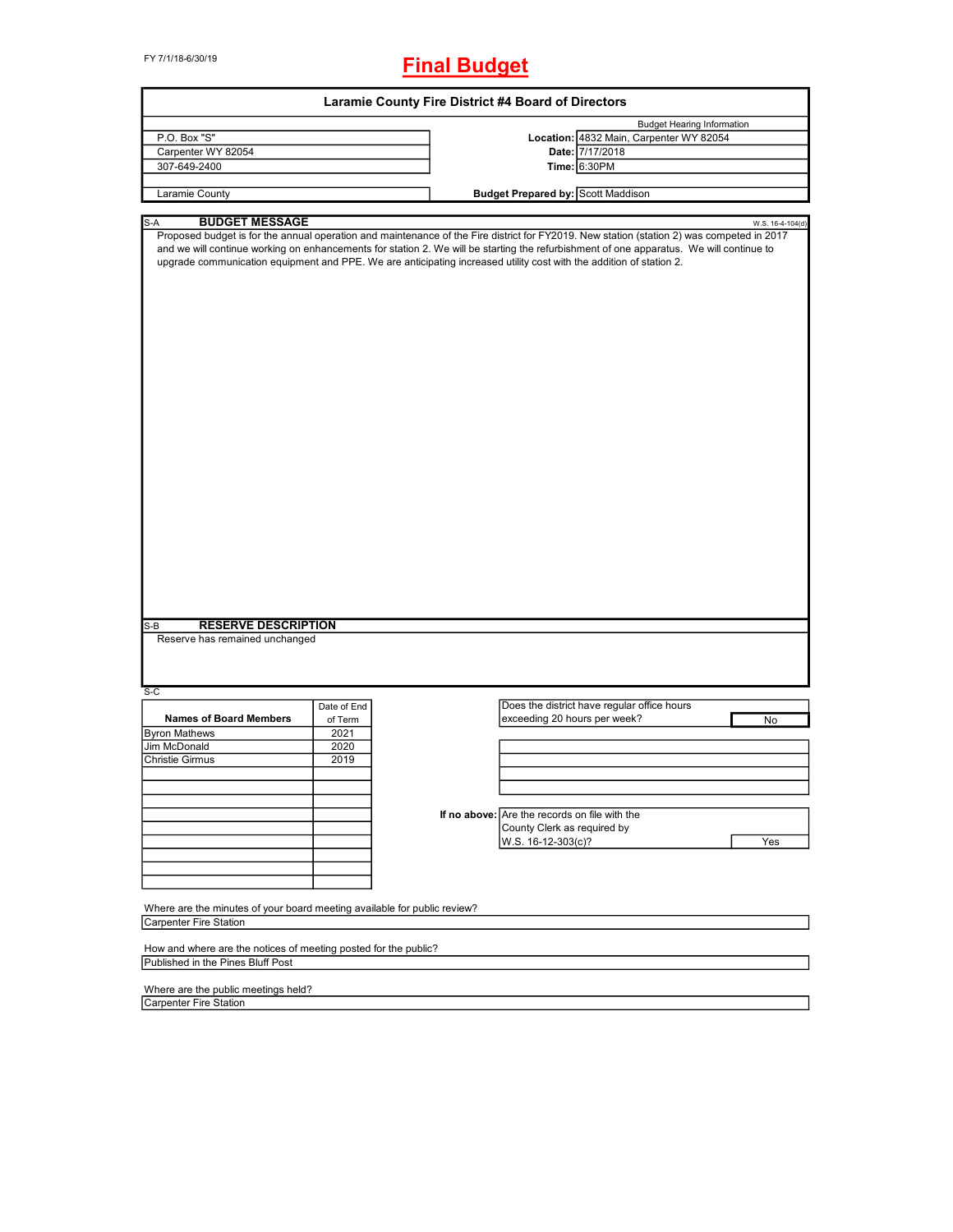FY 7/1/18-6/30/19

# Final Budget

## Laramie County Fire District #4 Board of Directors

| | | Budget Hearing Information |
|---|---|---|
| P.O. Box "S" | **Location:** | 4832 Main, Carpenter WY 82054 |
| Carpenter WY 82054 | **Date:** | 7/17/2018 |
| 307-649-2400 | **Time:** | 6:30PM |
| Laramie County | **Budget Prepared by:** | Scott Maddison |

S-A **BUDGET MESSAGE** W.S. 16-4-104(d)

Proposed budget is for the annual operation and maintenance of the Fire district for FY2019. New station (station 2) was competed in 2017 and we will continue working on enhancements for station 2. We will be starting the refurbishment of one apparatus. We will continue to upgrade communication equipment and PPE. We are anticipating increased utility cost with the addition of station 2.

S-B **RESERVE DESCRIPTION**

Reserve has remained unchanged

S-C

| Names of Board Members | Date of End of Term |
|---|---|
| Byron Mathews | 2021 |
| Jim McDonald | 2020 |
| Christie Girmus | 2019 |

Does the district have regular office hours exceeding 20 hours per week? No

**If no above:** Are the records on file with the County Clerk as required by W.S. 16-12-303(c)? Yes

Where are the minutes of your board meeting available for public review?

Carpenter Fire Station

How and where are the notices of meeting posted for the public?

Published in the Pines Bluff Post

Where are the public meetings held?

Carpenter Fire Station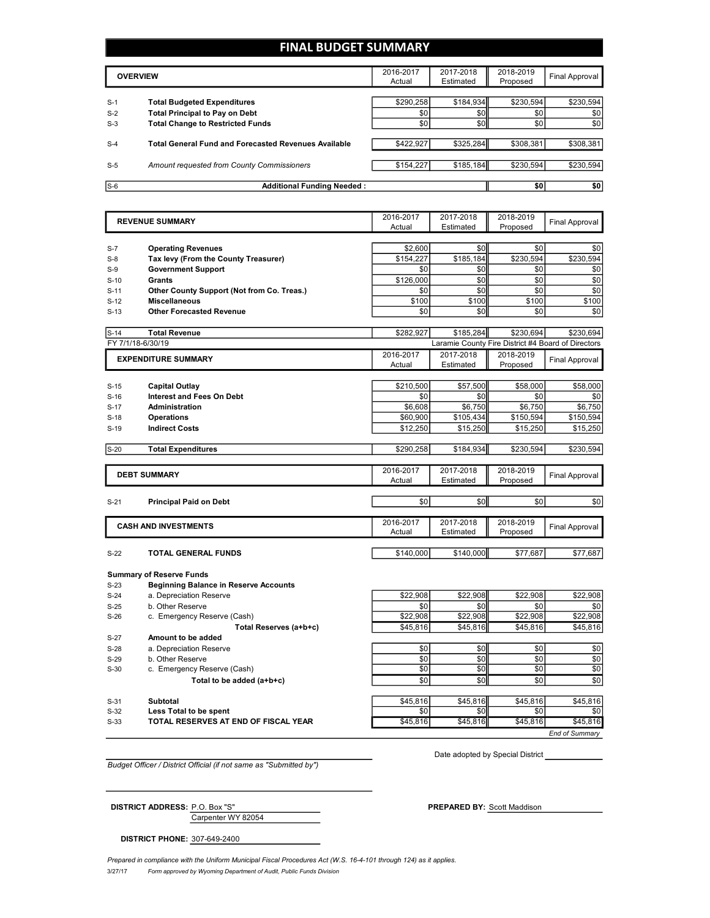# FINAL BUDGET SUMMARY

| | OVERVIEW | 2016-2017 Actual | 2017-2018 Estimated | 2018-2019 Proposed | Final Approval |
|---|---|---|---|---|---|
| S-1 | **Total Budgeted Expenditures** | $290,258 | $184,934 | $230,594 | $230,594 |
| S-2 | **Total Principal to Pay on Debt** | $0 | $0 | $0 | $0 |
| S-3 | **Total Change to Restricted Funds** | $0 | $0 | $0 | $0 |
| S-4 | **Total General Fund and Forecasted Revenues Available** | $422,927 | $325,284 | $308,381 | $308,381 |
| S-5 | *Amount requested from County Commissioners* | $154,227 | $185,184 | $230,594 | $230,594 |
| S-6 | **Additional Funding Needed :** | | | $0 | $0 |

| | REVENUE SUMMARY | 2016-2017 Actual | 2017-2018 Estimated | 2018-2019 Proposed | Final Approval |
|---|---|---|---|---|---|
| S-7 | **Operating Revenues** | $2,600 | $0 | $0 | $0 |
| S-8 | **Tax levy (From the County Treasurer)** | $154,227 | $185,184 | $230,594 | $230,594 |
| S-9 | **Government Support** | $0 | $0 | $0 | $0 |
| S-10 | **Grants** | $126,000 | $0 | $0 | $0 |
| S-11 | **Other County Support (Not from Co. Treas.)** | $0 | $0 | $0 | $0 |
| S-12 | **Miscellaneous** | $100 | $100 | $100 | $100 |
| S-13 | **Other Forecasted Revenue** | $0 | $0 | $0 | $0 |
| S-14 | **Total Revenue** | $282,927 | $185,284 | $230,694 | $230,694 |

FY 7/1/18-6/30/19 — Laramie County Fire District #4 Board of Directors

| | EXPENDITURE SUMMARY | 2016-2017 Actual | 2017-2018 Estimated | 2018-2019 Proposed | Final Approval |
|---|---|---|---|---|---|
| S-15 | **Capital Outlay** | $210,500 | $57,500 | $58,000 | $58,000 |
| S-16 | **Interest and Fees On Debt** | $0 | $0 | $0 | $0 |
| S-17 | **Administration** | $6,608 | $6,750 | $6,750 | $6,750 |
| S-18 | **Operations** | $60,900 | $105,434 | $150,594 | $150,594 |
| S-19 | **Indirect Costs** | $12,250 | $15,250 | $15,250 | $15,250 |
| S-20 | **Total Expenditures** | $290,258 | $184,934 | $230,594 | $230,594 |

| | DEBT SUMMARY | 2016-2017 Actual | 2017-2018 Estimated | 2018-2019 Proposed | Final Approval |
|---|---|---|---|---|---|
| S-21 | **Principal Paid on Debt** | $0 | $0 | $0 | $0 |

| | CASH AND INVESTMENTS | 2016-2017 Actual | 2017-2018 Estimated | 2018-2019 Proposed | Final Approval |
|---|---|---|---|---|---|
| S-22 | **TOTAL GENERAL FUNDS** | $140,000 | $140,000 | $77,687 | $77,687 |
| | **Summary of Reserve Funds** | | | | |
| S-23 | **Beginning Balance in Reserve Accounts** | | | | |
| S-24 | a. Depreciation Reserve | $22,908 | $22,908 | $22,908 | $22,908 |
| S-25 | b. Other Reserve | $0 | $0 | $0 | $0 |
| S-26 | c. Emergency Reserve (Cash) | $22,908 | $22,908 | $22,908 | $22,908 |
| | **Total Reserves (a+b+c)** | $45,816 | $45,816 | $45,816 | $45,816 |
| S-27 | **Amount to be added** | | | | |
| S-28 | a. Depreciation Reserve | $0 | $0 | $0 | $0 |
| S-29 | b. Other Reserve | $0 | $0 | $0 | $0 |
| S-30 | c. Emergency Reserve (Cash) | $0 | $0 | $0 | $0 |
| | **Total to be added (a+b+c)** | $0 | $0 | $0 | $0 |
| S-31 | **Subtotal** | $45,816 | $45,816 | $45,816 | $45,816 |
| S-32 | **Less Total to be spent** | $0 | $0 | $0 | $0 |
| S-33 | **TOTAL RESERVES AT END OF FISCAL YEAR** | $45,816 | $45,816 | $45,816 | $45,816 |

*End of Summary*

Date adopted by Special District ____________

*Budget Officer / District Official (if not same as "Submitted by")*

**DISTRICT ADDRESS:** P.O. Box "S"
Carpenter WY 82054

**PREPARED BY:** Scott Maddison

**DISTRICT PHONE:** 307-649-2400

*Prepared in compliance with the Uniform Municipal Fiscal Procedures Act (W.S. 16-4-101 through 124) as it applies.*

3/27/17 *Form approved by Wyoming Department of Audit, Public Funds Division*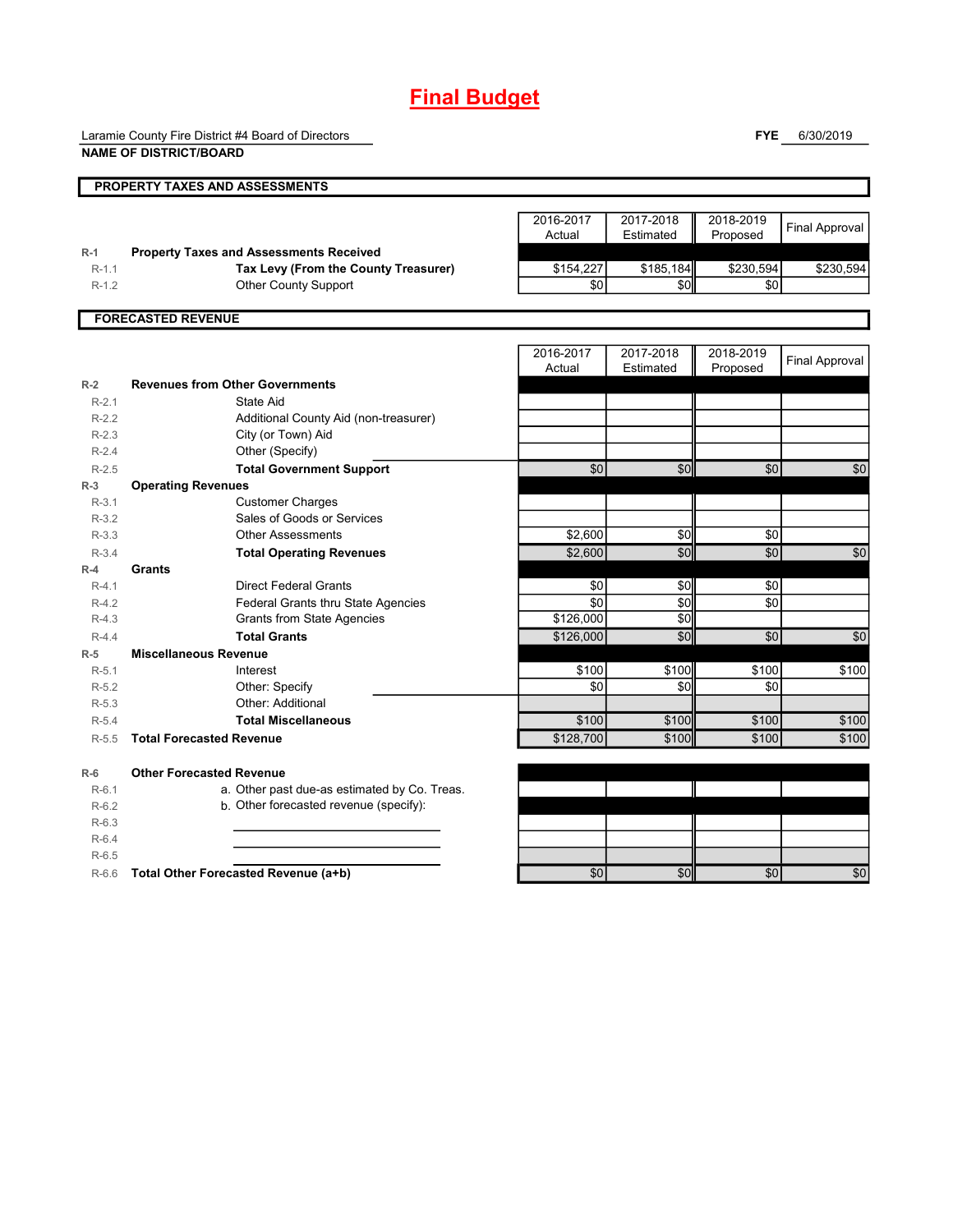# Final Budget

Laramie County Fire District #4 Board of Directors

**NAME OF DISTRICT/BOARD**

**FYE** 6/30/2019

## PROPERTY TAXES AND ASSESSMENTS

| | | 2016-2017 Actual | 2017-2018 Estimated | 2018-2019 Proposed | Final Approval |
|---|---|---|---|---|---|
| R-1 | **Property Taxes and Assessments Received** | | | | |
| R-1.1 | **Tax Levy (From the County Treasurer)** | $154,227 | $185,184 | $230,594 | $230,594 |
| R-1.2 | Other County Support | $0 | $0 | $0 | |

## FORECASTED REVENUE

| | | 2016-2017 Actual | 2017-2018 Estimated | 2018-2019 Proposed | Final Approval |
|---|---|---|---|---|---|
| R-2 | **Revenues from Other Governments** | | | | |
| R-2.1 | State Aid | | | | |
| R-2.2 | Additional County Aid (non-treasurer) | | | | |
| R-2.3 | City (or Town) Aid | | | | |
| R-2.4 | Other (Specify) | | | | |
| R-2.5 | **Total Government Support** | $0 | $0 | $0 | $0 |
| R-3 | **Operating Revenues** | | | | |
| R-3.1 | Customer Charges | | | | |
| R-3.2 | Sales of Goods or Services | | | | |
| R-3.3 | Other Assessments | $2,600 | $0 | $0 | |
| R-3.4 | **Total Operating Revenues** | $2,600 | $0 | $0 | $0 |
| R-4 | **Grants** | | | | |
| R-4.1 | Direct Federal Grants | $0 | $0 | $0 | |
| R-4.2 | Federal Grants thru State Agencies | $0 | $0 | $0 | |
| R-4.3 | Grants from State Agencies | $126,000 | $0 | | |
| R-4.4 | **Total Grants** | $126,000 | $0 | $0 | $0 |
| R-5 | **Miscellaneous Revenue** | | | | |
| R-5.1 | Interest | $100 | $100 | $100 | $100 |
| R-5.2 | Other: Specify | $0 | $0 | $0 | |
| R-5.3 | Other: Additional | | | | |
| R-5.4 | **Total Miscellaneous** | $100 | $100 | $100 | $100 |
| R-5.5 | **Total Forecasted Revenue** | $128,700 | $100 | $100 | $100 |
| R-6 | **Other Forecasted Revenue** | | | | |
| R-6.1 | a. Other past due-as estimated by Co. Treas. | | | | |
| R-6.2 | b. Other forecasted revenue (specify): | | | | |
| R-6.3 | | | | | |
| R-6.4 | | | | | |
| R-6.5 | | | | | |
| R-6.6 | **Total Other Forecasted Revenue (a+b)** | $0 | $0 | $0 | $0 |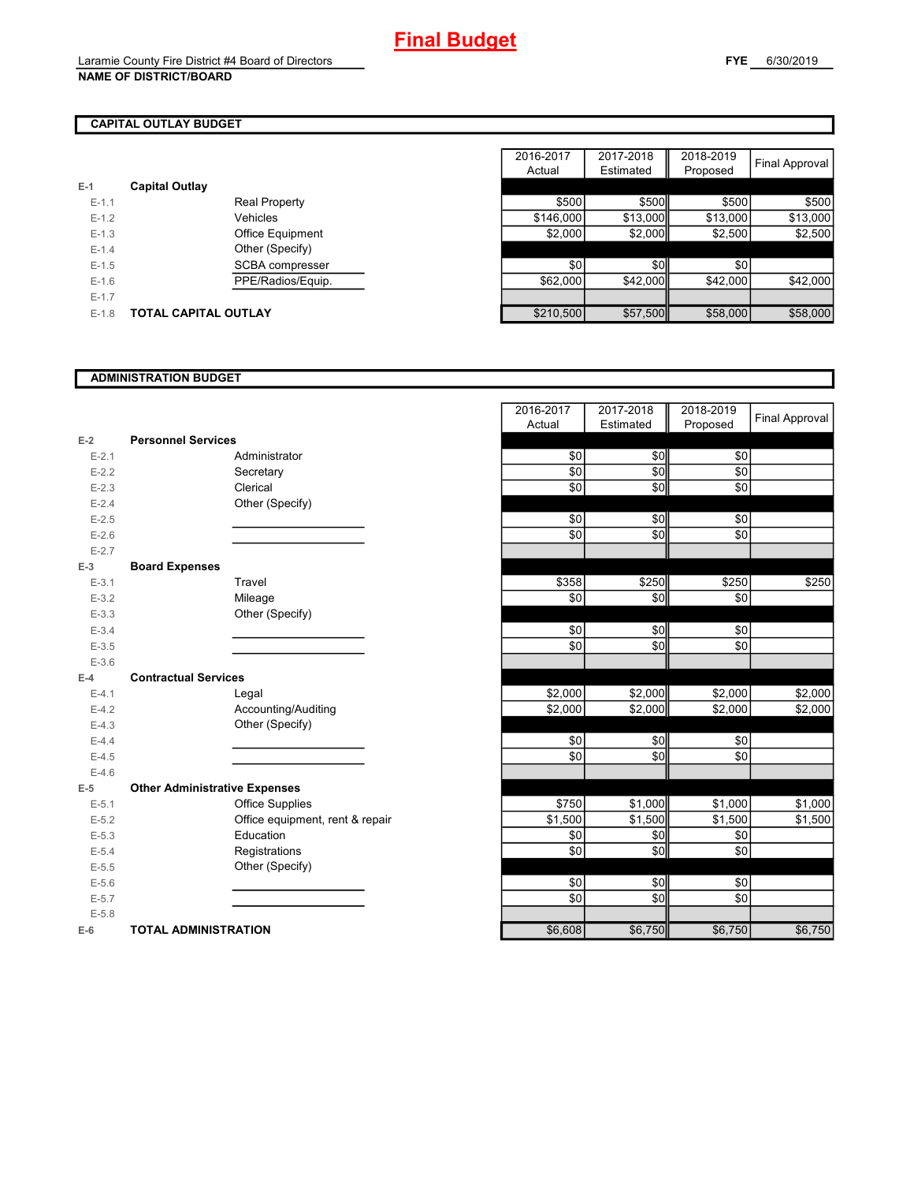# Final Budget

Laramie County Fire District #4 Board of Directors
**NAME OF DISTRICT/BOARD**

**FYE** 6/30/2019

## CAPITAL OUTLAY BUDGET

| | | | 2016-2017 Actual | 2017-2018 Estimated | 2018-2019 Proposed | Final Approval |
|---|---|---|---|---|---|---|
| E-1 | **Capital Outlay** | | | | | |
| E-1.1 | | Real Property | $500 | $500 | $500 | $500 |
| E-1.2 | | Vehicles | $146,000 | $13,000 | $13,000 | $13,000 |
| E-1.3 | | Office Equipment | $2,000 | $2,000 | $2,500 | $2,500 |
| E-1.4 | | Other (Specify) | | | | |
| E-1.5 | | SCBA compresser | $0 | $0 | $0 | |
| E-1.6 | | PPE/Radios/Equip. | $62,000 | $42,000 | $42,000 | $42,000 |
| E-1.7 | | | | | | |
| E-1.8 | **TOTAL CAPITAL OUTLAY** | | $210,500 | $57,500 | $58,000 | $58,000 |

## ADMINISTRATION BUDGET

| | | | 2016-2017 Actual | 2017-2018 Estimated | 2018-2019 Proposed | Final Approval |
|---|---|---|---|---|---|---|
| E-2 | **Personnel Services** | | | | | |
| E-2.1 | | Administrator | $0 | $0 | $0 | |
| E-2.2 | | Secretary | $0 | $0 | $0 | |
| E-2.3 | | Clerical | $0 | $0 | $0 | |
| E-2.4 | | Other (Specify) | | | | |
| E-2.5 | | | $0 | $0 | $0 | |
| E-2.6 | | | $0 | $0 | $0 | |
| E-2.7 | | | | | | |
| E-3 | **Board Expenses** | | | | | |
| E-3.1 | | Travel | $358 | $250 | $250 | $250 |
| E-3.2 | | Mileage | $0 | $0 | $0 | |
| E-3.3 | | Other (Specify) | | | | |
| E-3.4 | | | $0 | $0 | $0 | |
| E-3.5 | | | $0 | $0 | $0 | |
| E-3.6 | | | | | | |
| E-4 | **Contractual Services** | | | | | |
| E-4.1 | | Legal | $2,000 | $2,000 | $2,000 | $2,000 |
| E-4.2 | | Accounting/Auditing | $2,000 | $2,000 | $2,000 | $2,000 |
| E-4.3 | | Other (Specify) | | | | |
| E-4.4 | | | $0 | $0 | $0 | |
| E-4.5 | | | $0 | $0 | $0 | |
| E-4.6 | | | | | | |
| E-5 | **Other Administrative Expenses** | | | | | |
| E-5.1 | | Office Supplies | $750 | $1,000 | $1,000 | $1,000 |
| E-5.2 | | Office equipment, rent & repair | $1,500 | $1,500 | $1,500 | $1,500 |
| E-5.3 | | Education | $0 | $0 | $0 | |
| E-5.4 | | Registrations | $0 | $0 | $0 | |
| E-5.5 | | Other (Specify) | | | | |
| E-5.6 | | | $0 | $0 | $0 | |
| E-5.7 | | | $0 | $0 | $0 | |
| E-5.8 | | | | | | |
| E-6 | **TOTAL ADMINISTRATION** | | $6,608 | $6,750 | $6,750 | $6,750 |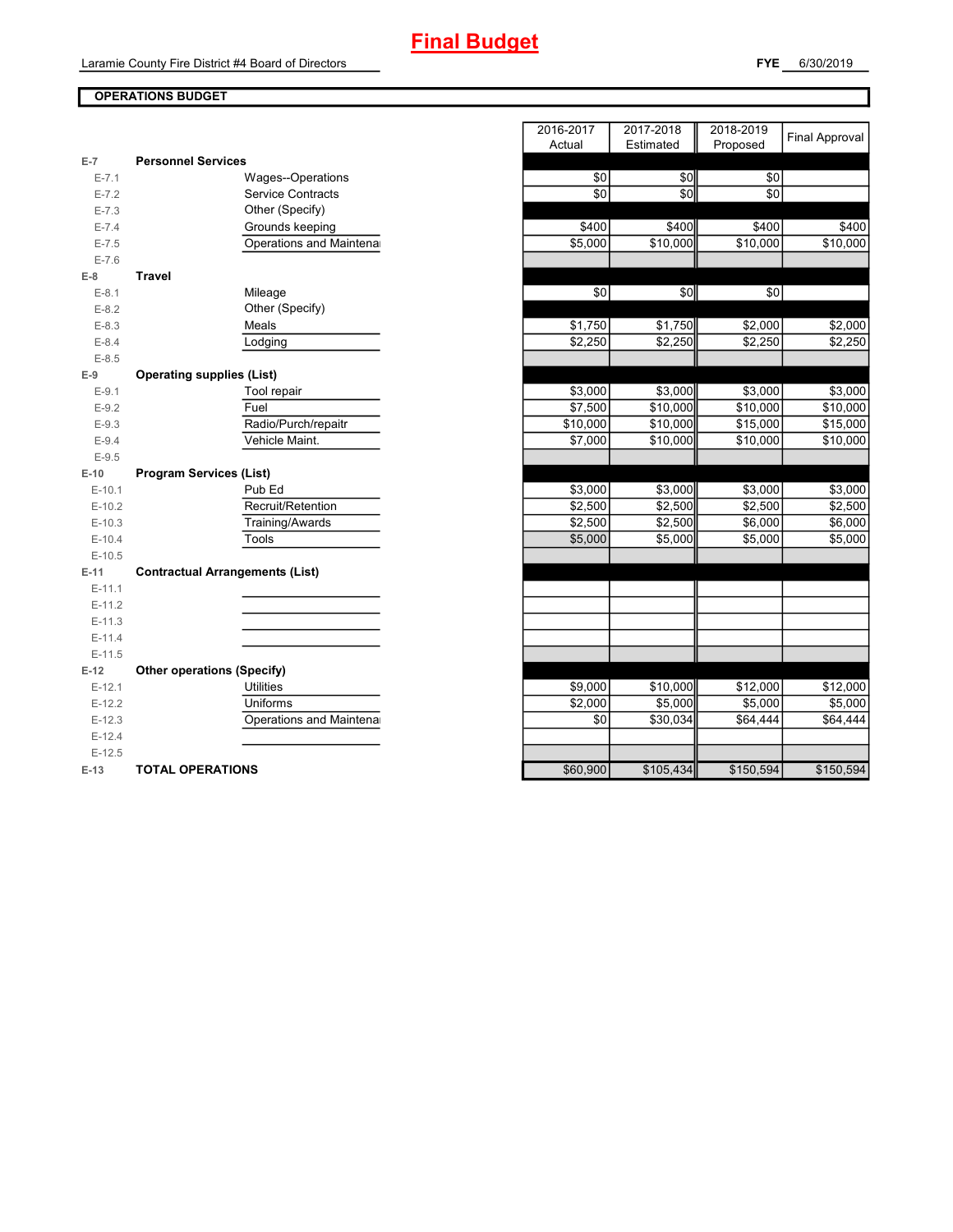# Final Budget

Laramie County Fire District #4 Board of Directors

**FYE** 6/30/2019

**OPERATIONS BUDGET**

| | | | 2016-2017 Actual | 2017-2018 Estimated | 2018-2019 Proposed | Final Approval |
|---|---|---|---|---|---|---|
| E-7 | **Personnel Services** | | | | | |
| E-7.1 | | Wages--Operations | $0 | $0 | $0 | |
| E-7.2 | | Service Contracts | $0 | $0 | $0 | |
| E-7.3 | | Other (Specify) | | | | |
| E-7.4 | | Grounds keeping | $400 | $400 | $400 | $400 |
| E-7.5 | | Operations and Maintenai | $5,000 | $10,000 | $10,000 | $10,000 |
| E-7.6 | | | | | | |
| E-8 | **Travel** | | | | | |
| E-8.1 | | Mileage | $0 | $0 | $0 | |
| E-8.2 | | Other (Specify) | | | | |
| E-8.3 | | Meals | $1,750 | $1,750 | $2,000 | $2,000 |
| E-8.4 | | Lodging | $2,250 | $2,250 | $2,250 | $2,250 |
| E-8.5 | | | | | | |
| E-9 | **Operating supplies (List)** | | | | | |
| E-9.1 | | Tool repair | $3,000 | $3,000 | $3,000 | $3,000 |
| E-9.2 | | Fuel | $7,500 | $10,000 | $10,000 | $10,000 |
| E-9.3 | | Radio/Purch/repaitr | $10,000 | $10,000 | $15,000 | $15,000 |
| E-9.4 | | Vehicle Maint. | $7,000 | $10,000 | $10,000 | $10,000 |
| E-9.5 | | | | | | |
| E-10 | **Program Services (List)** | | | | | |
| E-10.1 | | Pub Ed | $3,000 | $3,000 | $3,000 | $3,000 |
| E-10.2 | | Recruit/Retention | $2,500 | $2,500 | $2,500 | $2,500 |
| E-10.3 | | Training/Awards | $2,500 | $2,500 | $6,000 | $6,000 |
| E-10.4 | | Tools | $5,000 | $5,000 | $5,000 | $5,000 |
| E-10.5 | | | | | | |
| E-11 | **Contractual Arrangements (List)** | | | | | |
| E-11.1 | | | | | | |
| E-11.2 | | | | | | |
| E-11.3 | | | | | | |
| E-11.4 | | | | | | |
| E-11.5 | | | | | | |
| E-12 | **Other operations (Specify)** | | | | | |
| E-12.1 | | Utilities | $9,000 | $10,000 | $12,000 | $12,000 |
| E-12.2 | | Uniforms | $2,000 | $5,000 | $5,000 | $5,000 |
| E-12.3 | | Operations and Maintenai | $0 | $30,034 | $64,444 | $64,444 |
| E-12.4 | | | | | | |
| E-12.5 | | | | | | |
| E-13 | **TOTAL OPERATIONS** | | $60,900 | $105,434 | $150,594 | $150,594 |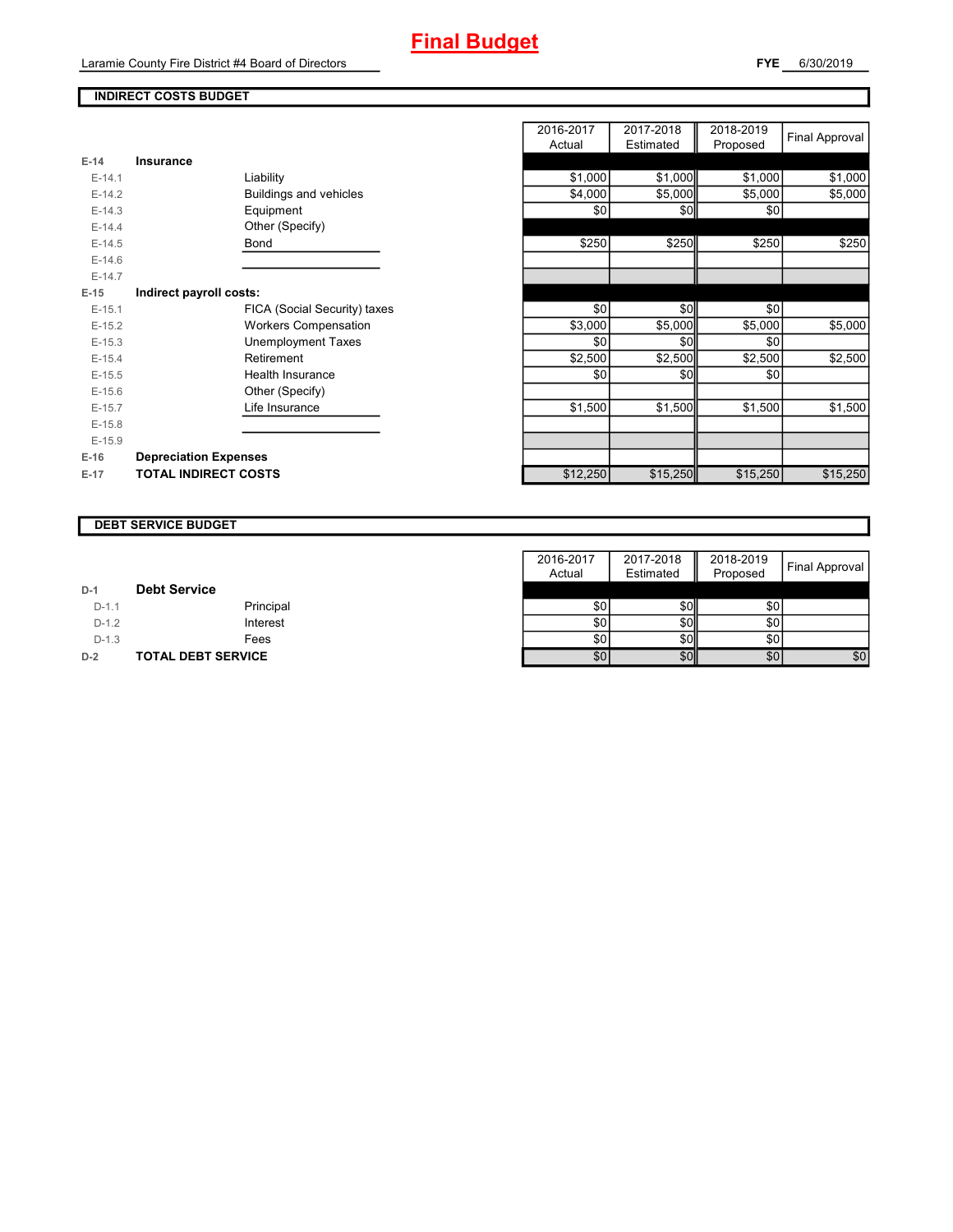# Final Budget

Laramie County Fire District #4 Board of Directors

**FYE** 6/30/2019

## INDIRECT COSTS BUDGET

| | | | 2016-2017 Actual | 2017-2018 Estimated | 2018-2019 Proposed | Final Approval |
|---|---|---|---|---|---|---|
| **E-14** | **Insurance** | | | | | |
| E-14.1 | | Liability | $1,000 | $1,000 | $1,000 | $1,000 |
| E-14.2 | | Buildings and vehicles | $4,000 | $5,000 | $5,000 | $5,000 |
| E-14.3 | | Equipment | $0 | $0 | $0 | |
| E-14.4 | | Other (Specify) | | | | |
| E-14.5 | | Bond | $250 | $250 | $250 | $250 |
| E-14.6 | | | | | | |
| E-14.7 | | | | | | |
| **E-15** | **Indirect payroll costs:** | | | | | |
| E-15.1 | | FICA (Social Security) taxes | $0 | $0 | $0 | |
| E-15.2 | | Workers Compensation | $3,000 | $5,000 | $5,000 | $5,000 |
| E-15.3 | | Unemployment Taxes | $0 | $0 | $0 | |
| E-15.4 | | Retirement | $2,500 | $2,500 | $2,500 | $2,500 |
| E-15.5 | | Health Insurance | $0 | $0 | $0 | |
| E-15.6 | | Other (Specify) | | | | |
| E-15.7 | | Life Insurance | $1,500 | $1,500 | $1,500 | $1,500 |
| E-15.8 | | | | | | |
| E-15.9 | | | | | | |
| **E-16** | **Depreciation Expenses** | | | | | |
| **E-17** | **TOTAL INDIRECT COSTS** | | $12,250 | $15,250 | $15,250 | $15,250 |

## DEBT SERVICE BUDGET

| | | | 2016-2017 Actual | 2017-2018 Estimated | 2018-2019 Proposed | Final Approval |
|---|---|---|---|---|---|---|
| **D-1** | **Debt Service** | | | | | |
| D-1.1 | | Principal | $0 | $0 | $0 | |
| D-1.2 | | Interest | $0 | $0 | $0 | |
| D-1.3 | | Fees | $0 | $0 | $0 | |
| **D-2** | **TOTAL DEBT SERVICE** | | $0 | $0 | $0 | $0 |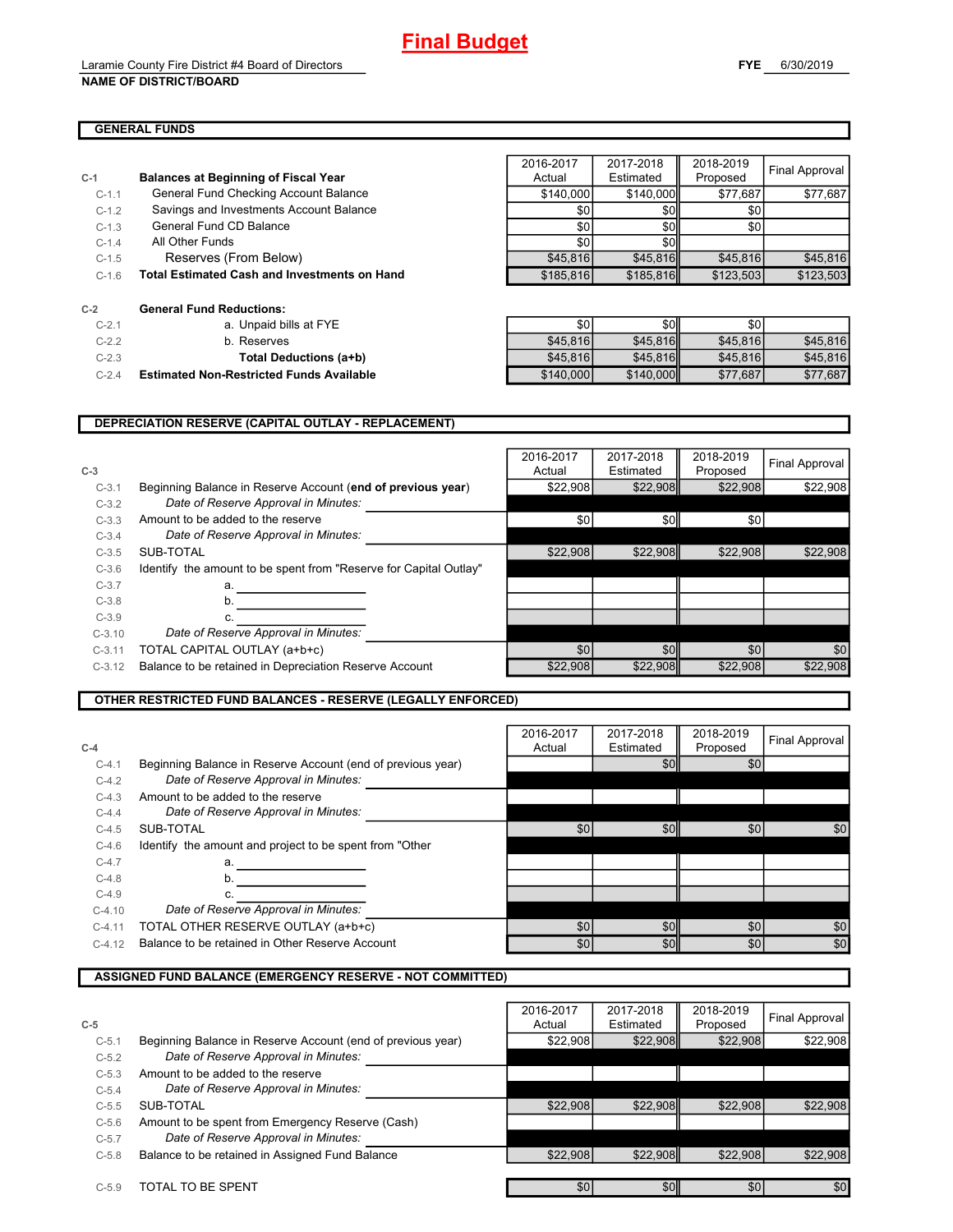# Final Budget

Laramie County Fire District #4 Board of Directors

**NAME OF DISTRICT/BOARD**

**FYE** 6/30/2019

## GENERAL FUNDS

| | | 2016-2017 Actual | 2017-2018 Estimated | 2018-2019 Proposed | Final Approval |
|---|---|---|---|---|---|
| **C-1** | **Balances at Beginning of Fiscal Year** | | | | |
| C-1.1 | General Fund Checking Account Balance | $140,000 | $140,000 | $77,687 | $77,687 |
| C-1.2 | Savings and Investments Account Balance | $0 | $0 | $0 | |
| C-1.3 | General Fund CD Balance | $0 | $0 | $0 | |
| C-1.4 | All Other Funds | $0 | $0 | | |
| C-1.5 | Reserves (From Below) | $45,816 | $45,816 | $45,816 | $45,816 |
| C-1.6 | **Total Estimated Cash and Investments on Hand** | $185,816 | $185,816 | $123,503 | $123,503 |

| | | 2016-2017 Actual | 2017-2018 Estimated | 2018-2019 Proposed | Final Approval |
|---|---|---|---|---|---|
| **C-2** | **General Fund Reductions:** | | | | |
| C-2.1 | a. Unpaid bills at FYE | $0 | $0 | $0 | |
| C-2.2 | b. Reserves | $45,816 | $45,816 | $45,816 | $45,816 |
| C-2.3 | **Total Deductions (a+b)** | $45,816 | $45,816 | $45,816 | $45,816 |
| C-2.4 | **Estimated Non-Restricted Funds Available** | $140,000 | $140,000 | $77,687 | $77,687 |

## DEPRECIATION RESERVE (CAPITAL OUTLAY - REPLACEMENT)

| C-3 | | 2016-2017 Actual | 2017-2018 Estimated | 2018-2019 Proposed | Final Approval |
|---|---|---|---|---|---|
| C-3.1 | Beginning Balance in Reserve Account (**end of previous year**) | $22,908 | $22,908 | $22,908 | $22,908 |
| C-3.2 | *Date of Reserve Approval in Minutes:* | | | | |
| C-3.3 | Amount to be added to the reserve | $0 | $0 | $0 | |
| C-3.4 | *Date of Reserve Approval in Minutes:* | | | | |
| C-3.5 | SUB-TOTAL | $22,908 | $22,908 | $22,908 | $22,908 |
| C-3.6 | Identify the amount to be spent from "Reserve for Capital Outlay" | | | | |
| C-3.7 | a. | | | | |
| C-3.8 | b. | | | | |
| C-3.9 | c. | | | | |
| C-3.10 | *Date of Reserve Approval in Minutes:* | | | | |
| C-3.11 | TOTAL CAPITAL OUTLAY (a+b+c) | $0 | $0 | $0 | $0 |
| C-3.12 | Balance to be retained in Depreciation Reserve Account | $22,908 | $22,908 | $22,908 | $22,908 |

## OTHER RESTRICTED FUND BALANCES - RESERVE (LEGALLY ENFORCED)

| C-4 | | 2016-2017 Actual | 2017-2018 Estimated | 2018-2019 Proposed | Final Approval |
|---|---|---|---|---|---|
| C-4.1 | Beginning Balance in Reserve Account (end of previous year) | | $0 | $0 | |
| C-4.2 | *Date of Reserve Approval in Minutes:* | | | | |
| C-4.3 | Amount to be added to the reserve | | | | |
| C-4.4 | *Date of Reserve Approval in Minutes:* | | | | |
| C-4.5 | SUB-TOTAL | $0 | $0 | $0 | $0 |
| C-4.6 | Identify the amount and project to be spent from "Other | | | | |
| C-4.7 | a. | | | | |
| C-4.8 | b. | | | | |
| C-4.9 | c. | | | | |
| C-4.10 | *Date of Reserve Approval in Minutes:* | | | | |
| C-4.11 | TOTAL OTHER RESERVE OUTLAY (a+b+c) | $0 | $0 | $0 | $0 |
| C-4.12 | Balance to be retained in Other Reserve Account | $0 | $0 | $0 | $0 |

## ASSIGNED FUND BALANCE (EMERGENCY RESERVE - NOT COMMITTED)

| C-5 | | 2016-2017 Actual | 2017-2018 Estimated | 2018-2019 Proposed | Final Approval |
|---|---|---|---|---|---|
| C-5.1 | Beginning Balance in Reserve Account (end of previous year) | $22,908 | $22,908 | $22,908 | $22,908 |
| C-5.2 | *Date of Reserve Approval in Minutes:* | | | | |
| C-5.3 | Amount to be added to the reserve | | | | |
| C-5.4 | *Date of Reserve Approval in Minutes:* | | | | |
| C-5.5 | SUB-TOTAL | $22,908 | $22,908 | $22,908 | $22,908 |
| C-5.6 | Amount to be spent from Emergency Reserve (Cash) | | | | |
| C-5.7 | *Date of Reserve Approval in Minutes:* | | | | |
| C-5.8 | Balance to be retained in Assigned Fund Balance | $22,908 | $22,908 | $22,908 | $22,908 |
| | | | | | |
| C-5.9 | TOTAL TO BE SPENT | $0 | $0 | $0 | $0 |